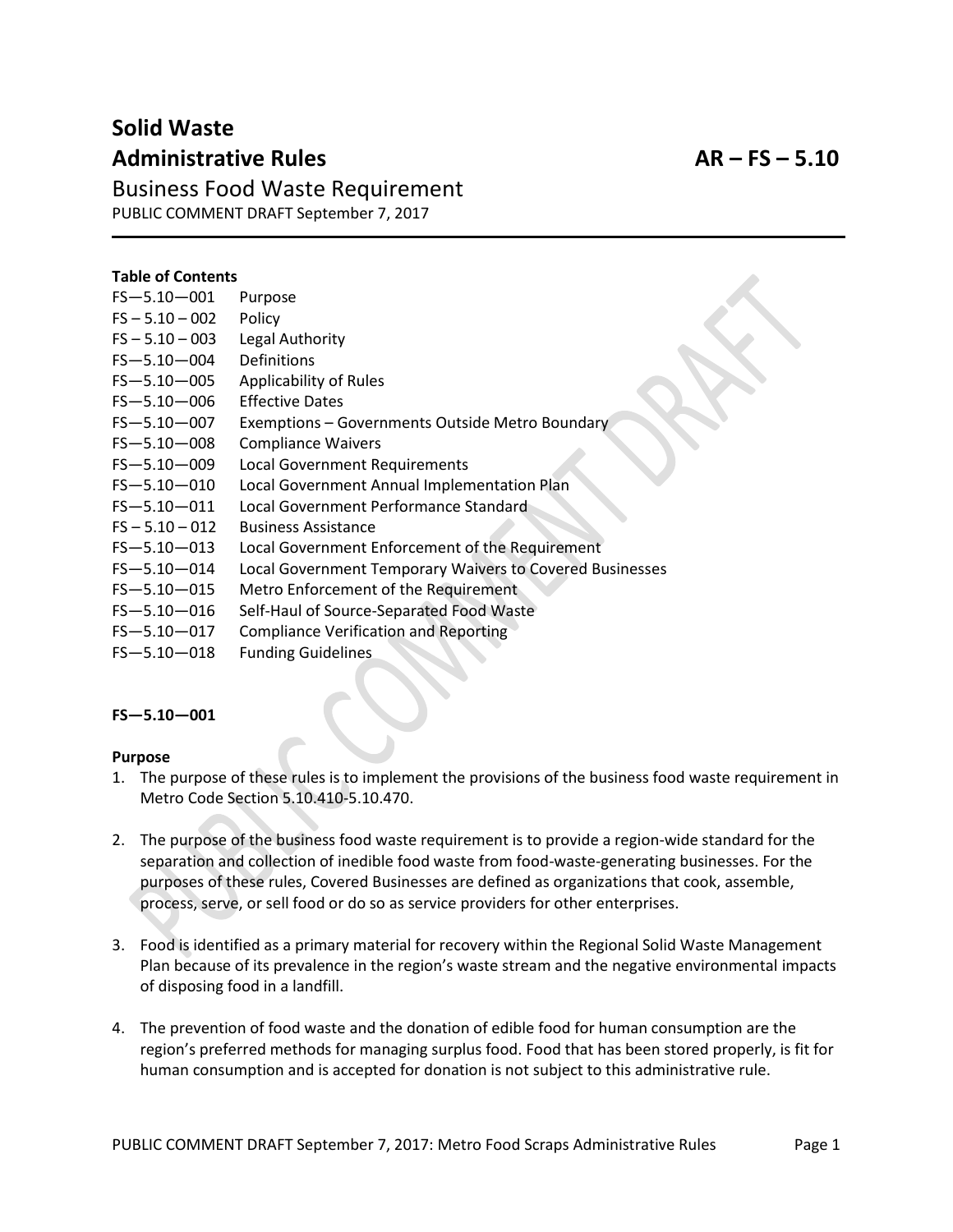# Solid Waste Administrative Rules — AR – FS – 5.10

## Business Food Waste Requirement

PUBLIC COMMENT DRAFT September 7, 2017

**Table of Contents**

| | |
|---|---|
| FS—5.10—001 | Purpose |
| FS – 5.10 – 002 | Policy |
| FS – 5.10 – 003 | Legal Authority |
| FS—5.10—004 | Definitions |
| FS—5.10—005 | Applicability of Rules |
| FS—5.10—006 | Effective Dates |
| FS—5.10—007 | Exemptions – Governments Outside Metro Boundary |
| FS—5.10—008 | Compliance Waivers |
| FS—5.10—009 | Local Government Requirements |
| FS—5.10—010 | Local Government Annual Implementation Plan |
| FS—5.10—011 | Local Government Performance Standard |
| FS – 5.10 – 012 | Business Assistance |
| FS—5.10—013 | Local Government Enforcement of the Requirement |
| FS—5.10—014 | Local Government Temporary Waivers to Covered Businesses |
| FS—5.10—015 | Metro Enforcement of the Requirement |
| FS—5.10—016 | Self-Haul of Source-Separated Food Waste |
| FS—5.10—017 | Compliance Verification and Reporting |
| FS—5.10—018 | Funding Guidelines |

**FS—5.10—001**

**Purpose**

1. The purpose of these rules is to implement the provisions of the business food waste requirement in Metro Code Section 5.10.410-5.10.470.

2. The purpose of the business food waste requirement is to provide a region-wide standard for the separation and collection of inedible food waste from food-waste-generating businesses. For the purposes of these rules, Covered Businesses are defined as organizations that cook, assemble, process, serve, or sell food or do so as service providers for other enterprises.

3. Food is identified as a primary material for recovery within the Regional Solid Waste Management Plan because of its prevalence in the region's waste stream and the negative environmental impacts of disposing food in a landfill.

4. The prevention of food waste and the donation of edible food for human consumption are the region's preferred methods for managing surplus food. Food that has been stored properly, is fit for human consumption and is accepted for donation is not subject to this administrative rule.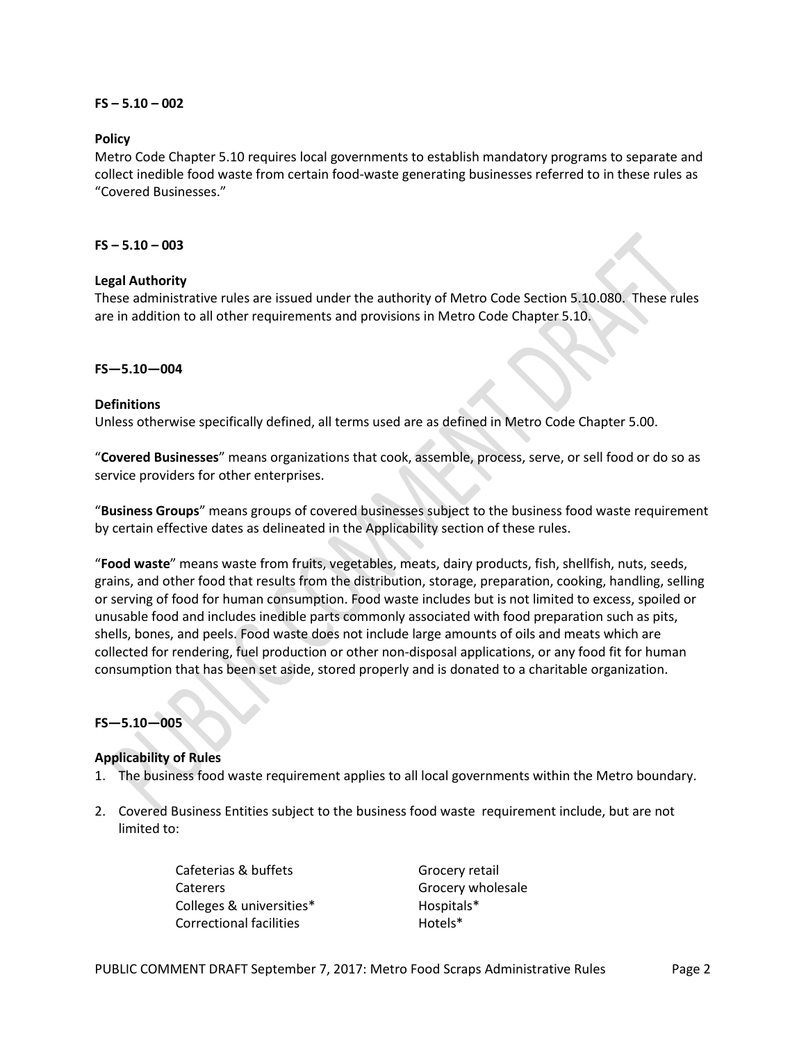**FS – 5.10 – 002**

**Policy**

Metro Code Chapter 5.10 requires local governments to establish mandatory programs to separate and collect inedible food waste from certain food-waste generating businesses referred to in these rules as "Covered Businesses."

**FS – 5.10 – 003**

**Legal Authority**

These administrative rules are issued under the authority of Metro Code Section 5.10.080. These rules are in addition to all other requirements and provisions in Metro Code Chapter 5.10.

**FS—5.10—004**

**Definitions**

Unless otherwise specifically defined, all terms used are as defined in Metro Code Chapter 5.00.

"**Covered Businesses**" means organizations that cook, assemble, process, serve, or sell food or do so as service providers for other enterprises.

"**Business Groups**" means groups of covered businesses subject to the business food waste requirement by certain effective dates as delineated in the Applicability section of these rules.

"**Food waste**" means waste from fruits, vegetables, meats, dairy products, fish, shellfish, nuts, seeds, grains, and other food that results from the distribution, storage, preparation, cooking, handling, selling or serving of food for human consumption. Food waste includes but is not limited to excess, spoiled or unusable food and includes inedible parts commonly associated with food preparation such as pits, shells, bones, and peels. Food waste does not include large amounts of oils and meats which are collected for rendering, fuel production or other non-disposal applications, or any food fit for human consumption that has been set aside, stored properly and is donated to a charitable organization.

**FS—5.10—005**

**Applicability of Rules**

1. The business food waste requirement applies to all local governments within the Metro boundary.

2. Covered Business Entities subject to the business food waste requirement include, but are not limited to:

   Cafeterias & buffets
   Caterers
   Colleges & universities*
   Correctional facilities
   Grocery retail
   Grocery wholesale
   Hospitals*
   Hotels*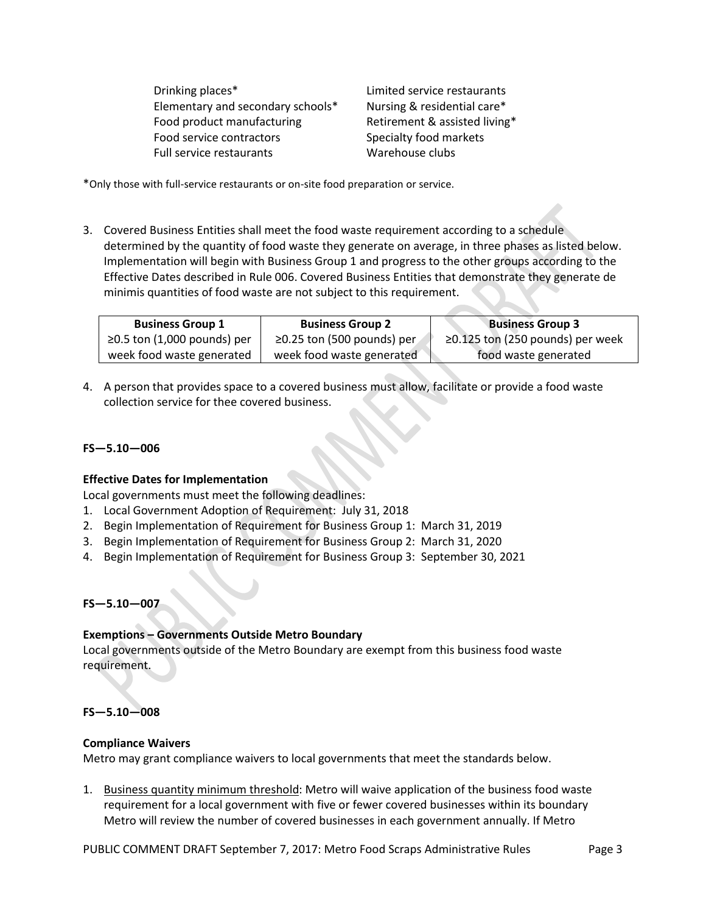| | |
|---|---|
| Drinking places* | Limited service restaurants |
| Elementary and secondary schools* | Nursing & residential care* |
| Food product manufacturing | Retirement & assisted living* |
| Food service contractors | Specialty food markets |
| Full service restaurants | Warehouse clubs |

*Only those with full-service restaurants or on-site food preparation or service.

3. Covered Business Entities shall meet the food waste requirement according to a schedule determined by the quantity of food waste they generate on average, in three phases as listed below. Implementation will begin with Business Group 1 and progress to the other groups according to the Effective Dates described in Rule 006. Covered Business Entities that demonstrate they generate de minimis quantities of food waste are not subject to this requirement.

| Business Group 1 | Business Group 2 | Business Group 3 |
|---|---|---|
| ≥0.5 ton (1,000 pounds) per week food waste generated | ≥0.25 ton (500 pounds) per week food waste generated | ≥0.125 ton (250 pounds) per week food waste generated |

4. A person that provides space to a covered business must allow, facilitate or provide a food waste collection service for thee covered business.

**FS—5.10—006**

**Effective Dates for Implementation**

Local governments must meet the following deadlines:

1. Local Government Adoption of Requirement: July 31, 2018
2. Begin Implementation of Requirement for Business Group 1: March 31, 2019
3. Begin Implementation of Requirement for Business Group 2: March 31, 2020
4. Begin Implementation of Requirement for Business Group 3: September 30, 2021

**FS—5.10—007**

**Exemptions – Governments Outside Metro Boundary**

Local governments outside of the Metro Boundary are exempt from this business food waste requirement.

**FS—5.10—008**

**Compliance Waivers**

Metro may grant compliance waivers to local governments that meet the standards below.

1. Business quantity minimum threshold: Metro will waive application of the business food waste requirement for a local government with five or fewer covered businesses within its boundary Metro will review the number of covered businesses in each government annually. If Metro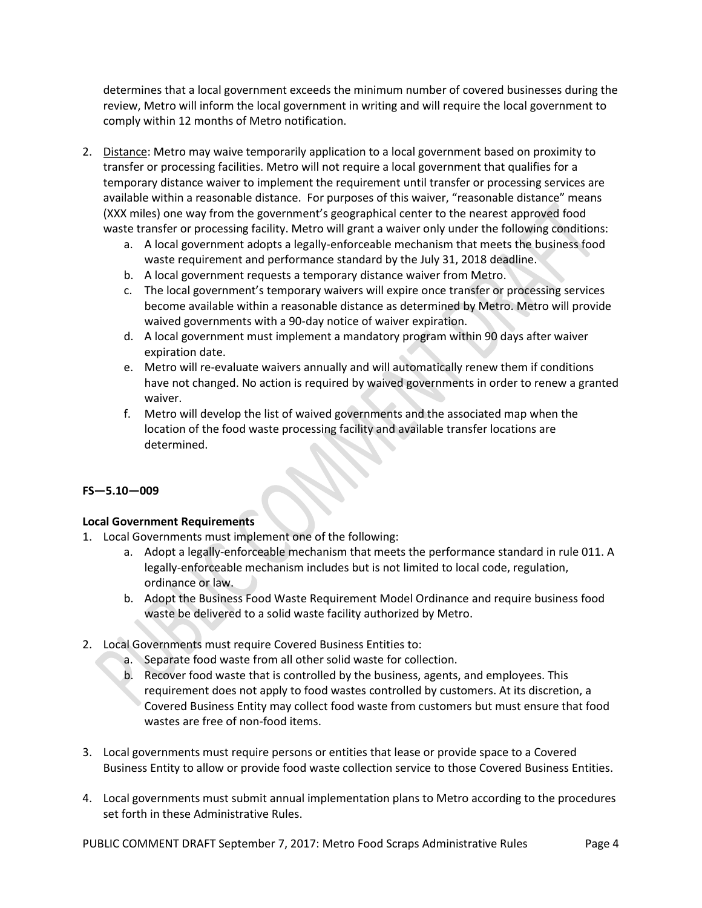determines that a local government exceeds the minimum number of covered businesses during the review, Metro will inform the local government in writing and will require the local government to comply within 12 months of Metro notification.

2. Distance: Metro may waive temporarily application to a local government based on proximity to transfer or processing facilities. Metro will not require a local government that qualifies for a temporary distance waiver to implement the requirement until transfer or processing services are available within a reasonable distance. For purposes of this waiver, "reasonable distance" means (XXX miles) one way from the government's geographical center to the nearest approved food waste transfer or processing facility. Metro will grant a waiver only under the following conditions:
   a. A local government adopts a legally-enforceable mechanism that meets the business food waste requirement and performance standard by the July 31, 2018 deadline.
   b. A local government requests a temporary distance waiver from Metro.
   c. The local government's temporary waivers will expire once transfer or processing services become available within a reasonable distance as determined by Metro. Metro will provide waived governments with a 90-day notice of waiver expiration.
   d. A local government must implement a mandatory program within 90 days after waiver expiration date.
   e. Metro will re-evaluate waivers annually and will automatically renew them if conditions have not changed. No action is required by waived governments in order to renew a granted waiver.
   f. Metro will develop the list of waived governments and the associated map when the location of the food waste processing facility and available transfer locations are determined.

**FS—5.10—009**

**Local Government Requirements**

1. Local Governments must implement one of the following:
   a. Adopt a legally-enforceable mechanism that meets the performance standard in rule 011. A legally-enforceable mechanism includes but is not limited to local code, regulation, ordinance or law.
   b. Adopt the Business Food Waste Requirement Model Ordinance and require business food waste be delivered to a solid waste facility authorized by Metro.

2. Local Governments must require Covered Business Entities to:
   a. Separate food waste from all other solid waste for collection.
   b. Recover food waste that is controlled by the business, agents, and employees. This requirement does not apply to food wastes controlled by customers. At its discretion, a Covered Business Entity may collect food waste from customers but must ensure that food wastes are free of non-food items.

3. Local governments must require persons or entities that lease or provide space to a Covered Business Entity to allow or provide food waste collection service to those Covered Business Entities.

4. Local governments must submit annual implementation plans to Metro according to the procedures set forth in these Administrative Rules.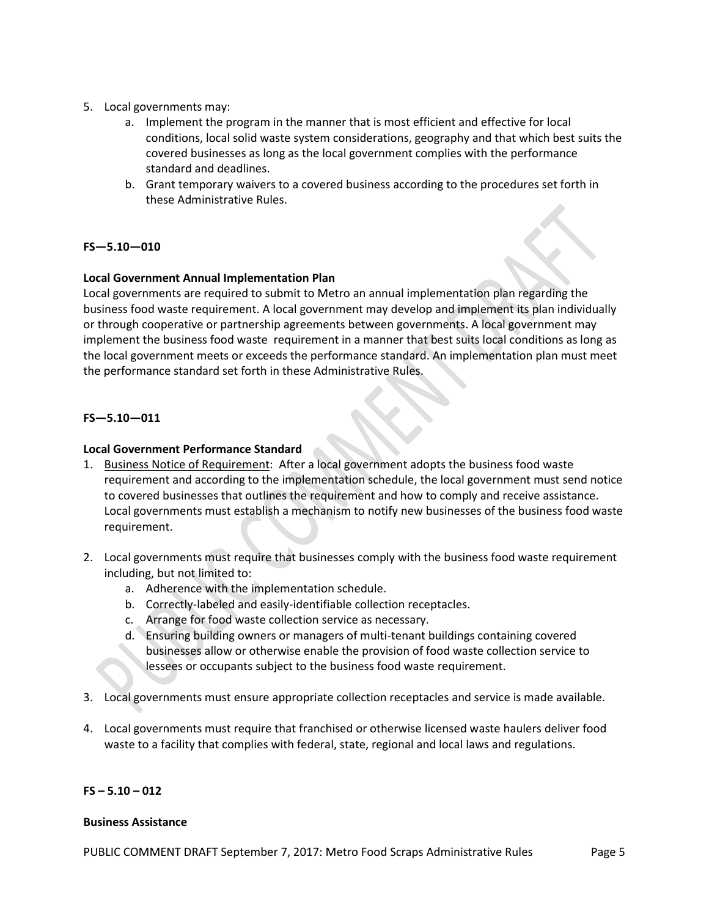5. Local governments may:
    a. Implement the program in the manner that is most efficient and effective for local conditions, local solid waste system considerations, geography and that which best suits the covered businesses as long as the local government complies with the performance standard and deadlines.
    b. Grant temporary waivers to a covered business according to the procedures set forth in these Administrative Rules.

**FS—5.10—010**

**Local Government Annual Implementation Plan**

Local governments are required to submit to Metro an annual implementation plan regarding the business food waste requirement. A local government may develop and implement its plan individually or through cooperative or partnership agreements between governments. A local government may implement the business food waste requirement in a manner that best suits local conditions as long as the local government meets or exceeds the performance standard. An implementation plan must meet the performance standard set forth in these Administrative Rules.

**FS—5.10—011**

**Local Government Performance Standard**

1. Business Notice of Requirement: After a local government adopts the business food waste requirement and according to the implementation schedule, the local government must send notice to covered businesses that outlines the requirement and how to comply and receive assistance. Local governments must establish a mechanism to notify new businesses of the business food waste requirement.

2. Local governments must require that businesses comply with the business food waste requirement including, but not limited to:
    a. Adherence with the implementation schedule.
    b. Correctly-labeled and easily-identifiable collection receptacles.
    c. Arrange for food waste collection service as necessary.
    d. Ensuring building owners or managers of multi-tenant buildings containing covered businesses allow or otherwise enable the provision of food waste collection service to lessees or occupants subject to the business food waste requirement.

3. Local governments must ensure appropriate collection receptacles and service is made available.

4. Local governments must require that franchised or otherwise licensed waste haulers deliver food waste to a facility that complies with federal, state, regional and local laws and regulations.

**FS – 5.10 – 012**

**Business Assistance**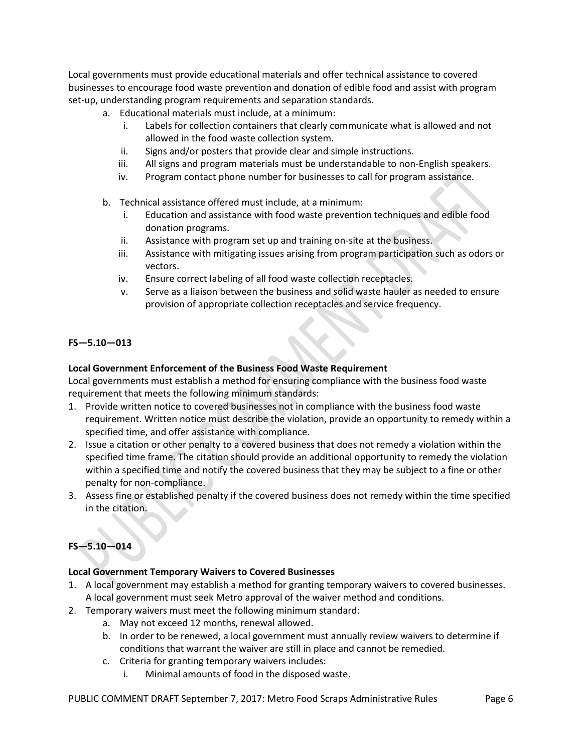Local governments must provide educational materials and offer technical assistance to covered businesses to encourage food waste prevention and donation of edible food and assist with program set-up, understanding program requirements and separation standards.

a. Educational materials must include, at a minimum:
    i. Labels for collection containers that clearly communicate what is allowed and not allowed in the food waste collection system.
    ii. Signs and/or posters that provide clear and simple instructions.
    iii. All signs and program materials must be understandable to non-English speakers.
    iv. Program contact phone number for businesses to call for program assistance.

b. Technical assistance offered must include, at a minimum:
    i. Education and assistance with food waste prevention techniques and edible food donation programs.
    ii. Assistance with program set up and training on-site at the business.
    iii. Assistance with mitigating issues arising from program participation such as odors or vectors.
    iv. Ensure correct labeling of all food waste collection receptacles.
    v. Serve as a liaison between the business and solid waste hauler as needed to ensure provision of appropriate collection receptacles and service frequency.

**FS—5.10—013**

**Local Government Enforcement of the Business Food Waste Requirement**

Local governments must establish a method for ensuring compliance with the business food waste requirement that meets the following minimum standards:

1. Provide written notice to covered businesses not in compliance with the business food waste requirement. Written notice must describe the violation, provide an opportunity to remedy within a specified time, and offer assistance with compliance.
2. Issue a citation or other penalty to a covered business that does not remedy a violation within the specified time frame. The citation should provide an additional opportunity to remedy the violation within a specified time and notify the covered business that they may be subject to a fine or other penalty for non-compliance.
3. Assess fine or established penalty if the covered business does not remedy within the time specified in the citation.

**FS—5.10—014**

**Local Government Temporary Waivers to Covered Businesses**

1. A local government may establish a method for granting temporary waivers to covered businesses. A local government must seek Metro approval of the waiver method and conditions.
2. Temporary waivers must meet the following minimum standard:
    a. May not exceed 12 months, renewal allowed.
    b. In order to be renewed, a local government must annually review waivers to determine if conditions that warrant the waiver are still in place and cannot be remedied.
    c. Criteria for granting temporary waivers includes:
        i. Minimal amounts of food in the disposed waste.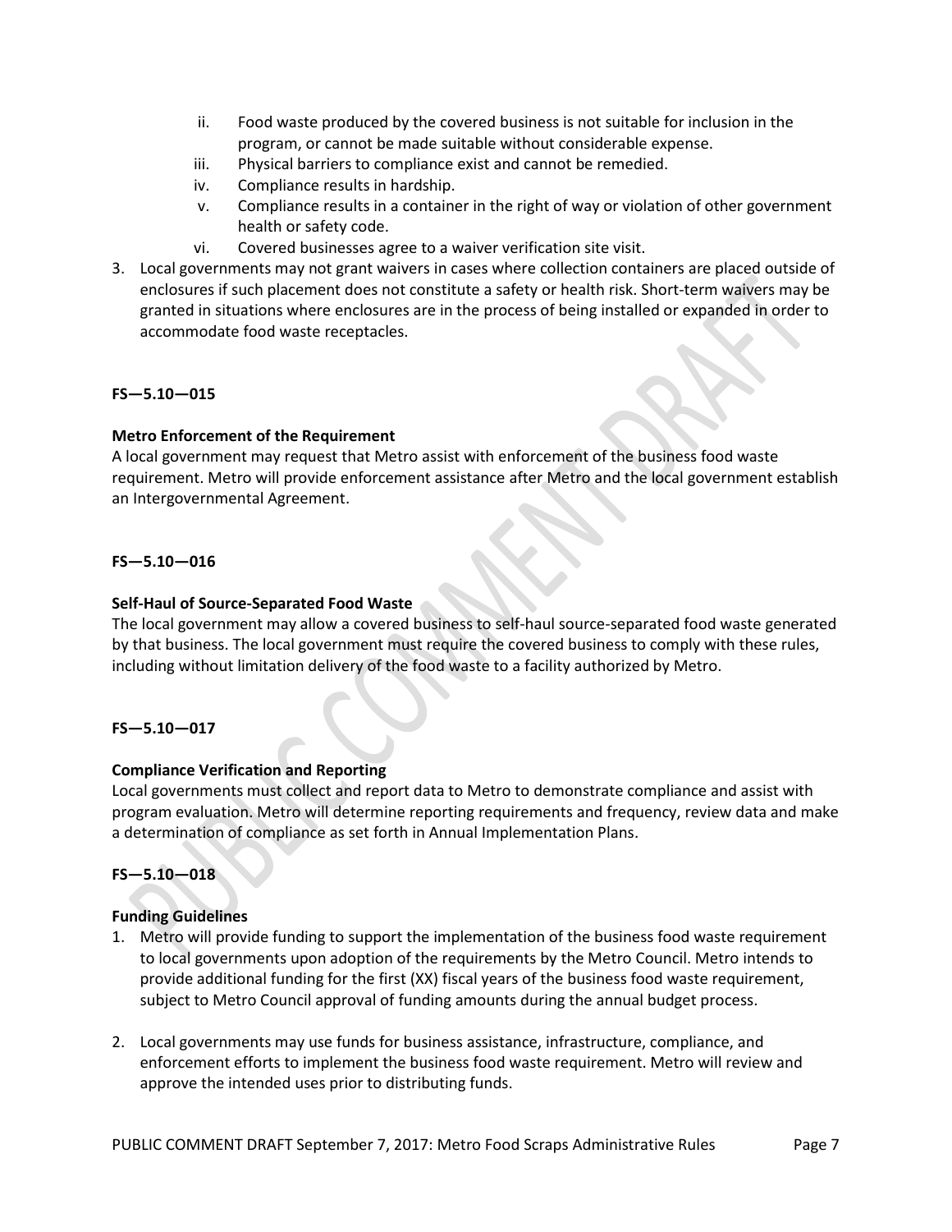ii. Food waste produced by the covered business is not suitable for inclusion in the program, or cannot be made suitable without considerable expense.

iii. Physical barriers to compliance exist and cannot be remedied.

iv. Compliance results in hardship.

v. Compliance results in a container in the right of way or violation of other government health or safety code.

vi. Covered businesses agree to a waiver verification site visit.

3. Local governments may not grant waivers in cases where collection containers are placed outside of enclosures if such placement does not constitute a safety or health risk. Short-term waivers may be granted in situations where enclosures are in the process of being installed or expanded in order to accommodate food waste receptacles.

**FS—5.10—015**

**Metro Enforcement of the Requirement**

A local government may request that Metro assist with enforcement of the business food waste requirement. Metro will provide enforcement assistance after Metro and the local government establish an Intergovernmental Agreement.

**FS—5.10—016**

**Self-Haul of Source-Separated Food Waste**

The local government may allow a covered business to self-haul source-separated food waste generated by that business. The local government must require the covered business to comply with these rules, including without limitation delivery of the food waste to a facility authorized by Metro.

**FS—5.10—017**

**Compliance Verification and Reporting**

Local governments must collect and report data to Metro to demonstrate compliance and assist with program evaluation. Metro will determine reporting requirements and frequency, review data and make a determination of compliance as set forth in Annual Implementation Plans.

**FS—5.10—018**

**Funding Guidelines**

1. Metro will provide funding to support the implementation of the business food waste requirement to local governments upon adoption of the requirements by the Metro Council. Metro intends to provide additional funding for the first (XX) fiscal years of the business food waste requirement, subject to Metro Council approval of funding amounts during the annual budget process.

2. Local governments may use funds for business assistance, infrastructure, compliance, and enforcement efforts to implement the business food waste requirement. Metro will review and approve the intended uses prior to distributing funds.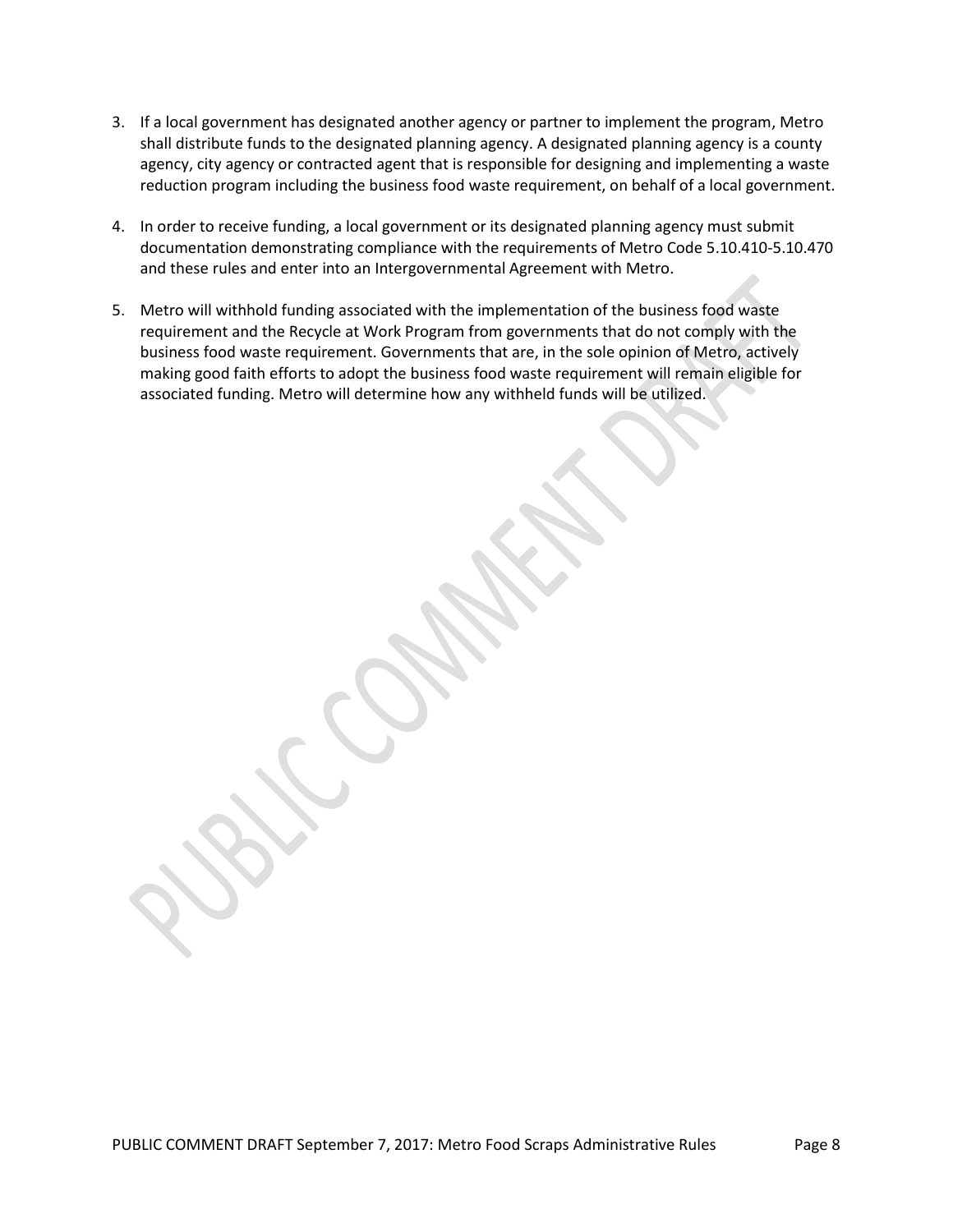3. If a local government has designated another agency or partner to implement the program, Metro shall distribute funds to the designated planning agency. A designated planning agency is a county agency, city agency or contracted agent that is responsible for designing and implementing a waste reduction program including the business food waste requirement, on behalf of a local government.

4. In order to receive funding, a local government or its designated planning agency must submit documentation demonstrating compliance with the requirements of Metro Code 5.10.410-5.10.470 and these rules and enter into an Intergovernmental Agreement with Metro.

5. Metro will withhold funding associated with the implementation of the business food waste requirement and the Recycle at Work Program from governments that do not comply with the business food waste requirement. Governments that are, in the sole opinion of Metro, actively making good faith efforts to adopt the business food waste requirement will remain eligible for associated funding. Metro will determine how any withheld funds will be utilized.